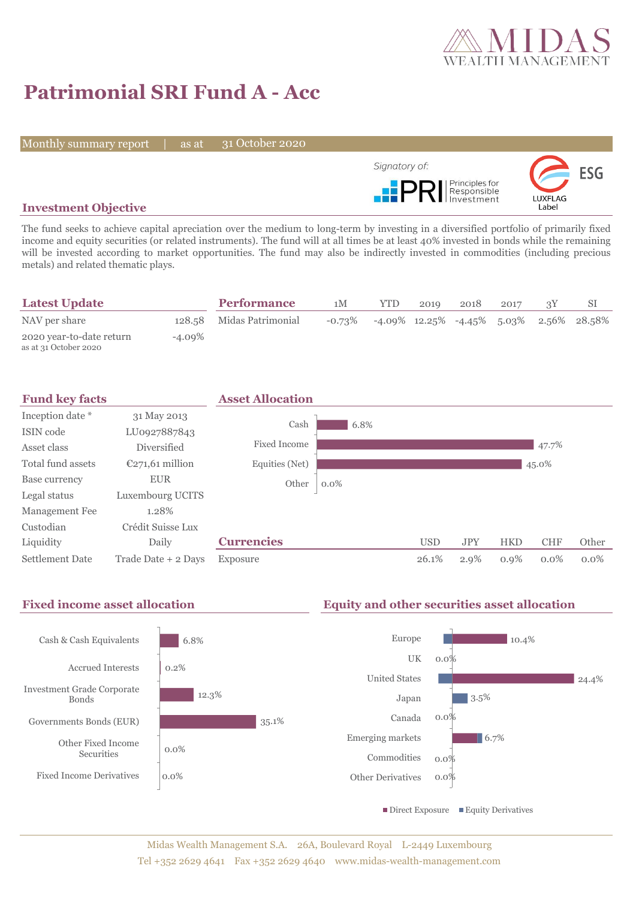# Patrimonial SRI Fund A - Acc

Monthly summary report | as at 31 October 2020

Signatory of: PRI Principles for Responsible Investment

ESG LUXFLAG Label

## Investment Objective

The fund seeks to achieve capital apreciation over the medium to long-term by investing in a diversified portfolio of primarily fixed income and equity securities (or related instruments). The fund will at all times be at least 40% invested in bonds while the remaining will be invested according to market opportunities. The fund may also be indirectly invested in commodities (including precious metals) and related thematic plays.

## Latest Update

| | |
|---|---|
| NAV per share | 128.58 |
| 2020 year-to-date return as at 31 October 2020 | -4.09% |

## Performance

| | 1M | YTD | 2019 | 2018 | 2017 | 3Y | SI |
|---|---|---|---|---|---|---|---|
| Midas Patrimonial | -0.73% | -4.09% | 12.25% | -4.45% | 5.03% | 2.56% | 28.58% |

## Fund key facts

| | |
|---|---|
| Inception date * | 31 May 2013 |
| ISIN code | LU0927887843 |
| Asset class | Diversified |
| Total fund assets | €271,61 million |
| Base currency | EUR |
| Legal status | Luxembourg UCITS |
| Management Fee | 1.28% |
| Custodian | Crédit Suisse Lux |
| Liquidity | Daily |
| Settlement Date | Trade Date + 2 Days |

## Asset Allocation

| | |
|---|---|
| Cash | 6.8% |
| Fixed Income | 47.7% |
| Equities (Net) | 45.0% |
| Other | 0.0% |

## Currencies

| | USD | JPY | HKD | CHF | Other |
|---|---|---|---|---|---|
| Exposure | 26.1% | 2.9% | 0.9% | 0.0% | 0.0% |

## Fixed income asset allocation

| | |
|---|---|
| Cash & Cash Equivalents | 6.8% |
| Accrued Interests | 0.2% |
| Investment Grade Corporate Bonds | 12.3% |
| Governments Bonds (EUR) | 35.1% |
| Other Fixed Income Securities | 0.0% |
| Fixed Income Derivatives | 0.0% |

## Equity and other securities asset allocation

| | |
|---|---|
| Europe | 10.4% |
| UK | 0.0% |
| United States | 24.4% |
| Japan | 3.5% |
| Canada | 0.0% |
| Emerging markets | 6.7% |
| Commodities | 0.0% |
| Other Derivatives | 0.0% |

■ Direct Exposure ■ Equity Derivatives

Midas Wealth Management S.A. 26A, Boulevard Royal L-2449 Luxembourg
Tel +352 2629 4641 Fax +352 2629 4640 www.midas-wealth-management.com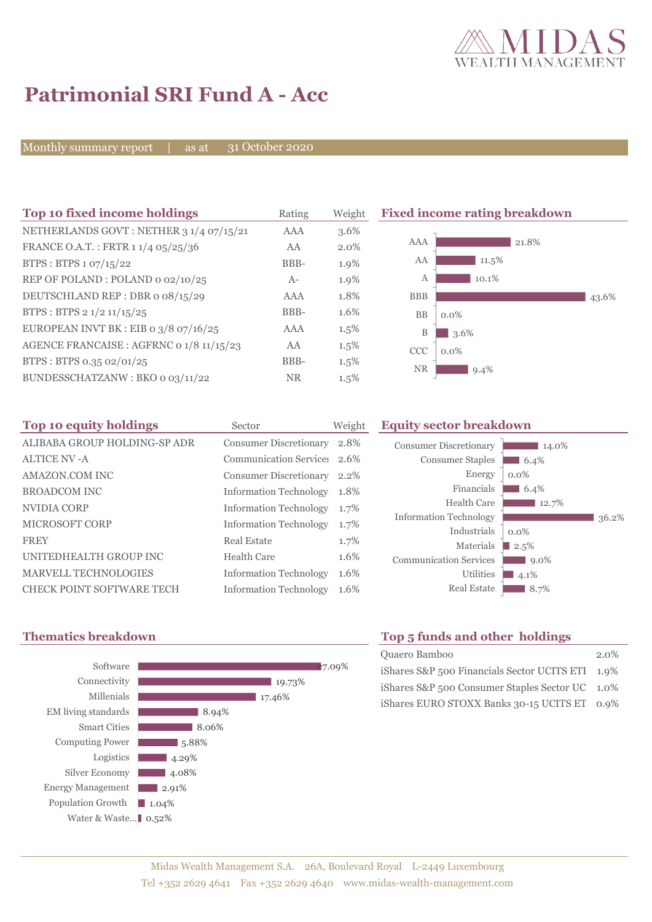# Patrimonial SRI Fund A - Acc

Monthly summary report | as at 31 October 2020

## Top 10 fixed income holdings

| Top 10 fixed income holdings | Rating | Weight |
|---|---|---|
| NETHERLANDS GOVT : NETHER 3 1/4 07/15/21 | AAA | 3.6% |
| FRANCE O.A.T. : FRTR 1 1/4 05/25/36 | AA | 2.0% |
| BTPS : BTPS 1 07/15/22 | BBB- | 1.9% |
| REP OF POLAND : POLAND 0 02/10/25 | A- | 1.9% |
| DEUTSCHLAND REP : DBR 0 08/15/29 | AAA | 1.8% |
| BTPS : BTPS 2 1/2 11/15/25 | BBB- | 1.6% |
| EUROPEAN INVT BK : EIB 0 3/8 07/16/25 | AAA | 1.5% |
| AGENCE FRANCAISE : AGFRNC 0 1/8 11/15/23 | AA | 1.5% |
| BTPS : BTPS 0.35 02/01/25 | BBB- | 1.5% |
| BUNDESSCHATZANW : BKO 0 03/11/22 | NR | 1.5% |

## Fixed income rating breakdown

| Rating | Weight |
|---|---|
| AAA | 21.8% |
| AA | 11.5% |
| A | 10.1% |
| BBB | 43.6% |
| BB | 0.0% |
| B | 3.6% |
| CCC | 0.0% |
| NR | 9.4% |

## Top 10 equity holdings

| Top 10 equity holdings | Sector | Weight |
|---|---|---|
| ALIBABA GROUP HOLDING-SP ADR | Consumer Discretionary | 2.8% |
| ALTICE NV -A | Communication Services | 2.6% |
| AMAZON.COM INC | Consumer Discretionary | 2.2% |
| BROADCOM INC | Information Technology | 1.8% |
| NVIDIA CORP | Information Technology | 1.7% |
| MICROSOFT CORP | Information Technology | 1.7% |
| FREY | Real Estate | 1.7% |
| UNITEDHEALTH GROUP INC | Health Care | 1.6% |
| MARVELL TECHNOLOGIES | Information Technology | 1.6% |
| CHECK POINT SOFTWARE TECH | Information Technology | 1.6% |

## Equity sector breakdown

| Sector | Weight |
|---|---|
| Consumer Discretionary | 14.0% |
| Consumer Staples | 6.4% |
| Energy | 0.0% |
| Financials | 6.4% |
| Health Care | 12.7% |
| Information Technology | 36.2% |
| Industrials | 0.0% |
| Materials | 2.5% |
| Communication Services | 9.0% |
| Utilities | 4.1% |
| Real Estate | 8.7% |

## Thematics breakdown

| Theme | Weight |
|---|---|
| Software | 27.09% |
| Connectivity | 19.73% |
| Millenials | 17.46% |
| EM living standards | 8.94% |
| Smart Cities | 8.06% |
| Computing Power | 5.88% |
| Logistics | 4.29% |
| Silver Economy | 4.08% |
| Energy Management | 2.91% |
| Population Growth | 1.04% |
| Water & Waste... | 0.52% |

## Top 5 funds and other holdings

| Holding | Weight |
|---|---|
| Quaero Bamboo | 2.0% |
| iShares S&P 500 Financials Sector UCITS ETI | 1.9% |
| iShares S&P 500 Consumer Staples Sector UC | 1.0% |
| iShares EURO STOXX Banks 30-15 UCITS ET | 0.9% |

Midas Wealth Management S.A. 26A, Boulevard Royal L-2449 Luxembourg
Tel +352 2629 4641 Fax +352 2629 4640 www.midas-wealth-management.com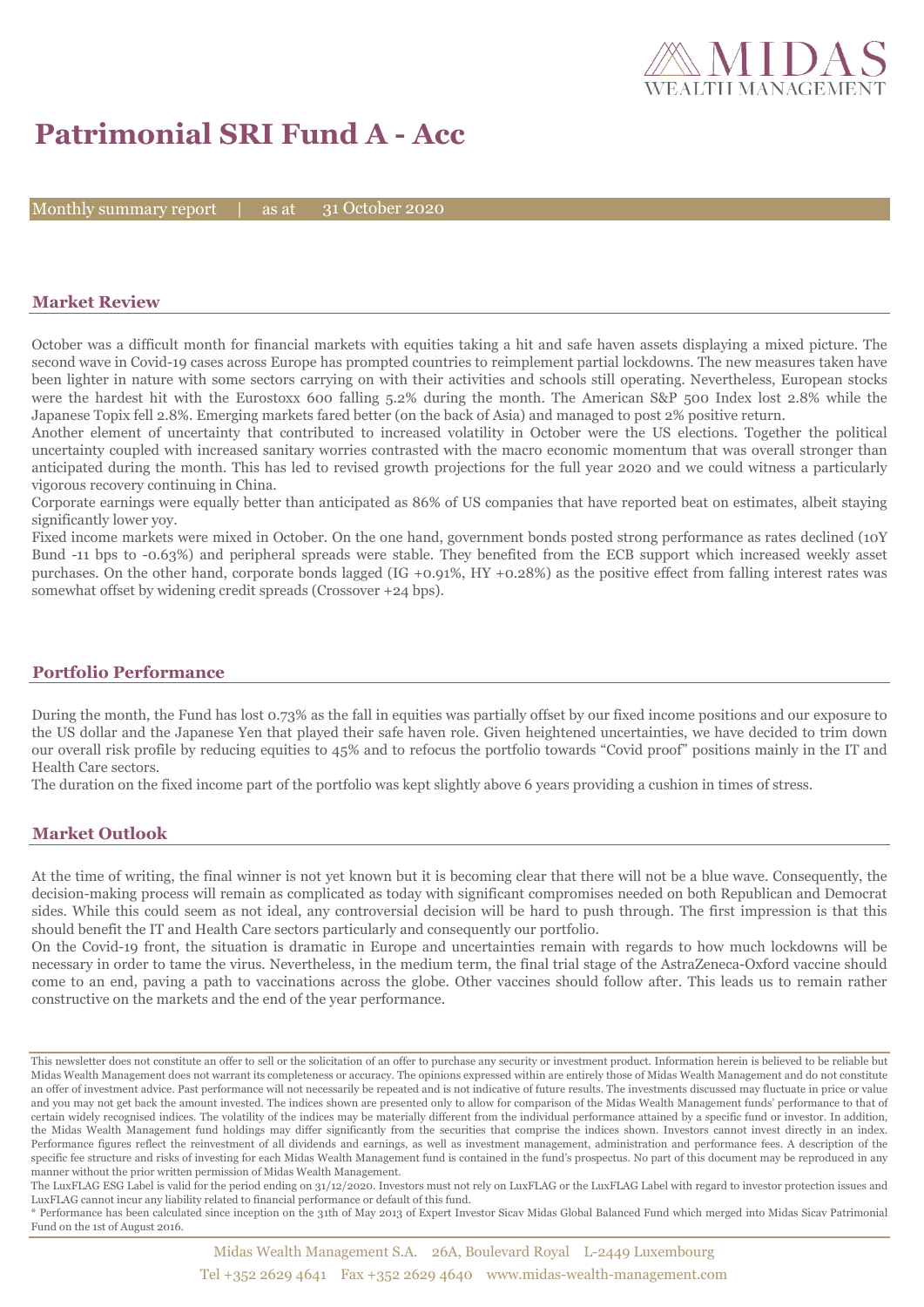# Patrimonial SRI Fund A - Acc

Monthly summary report | as at 31 October 2020

## Market Review

October was a difficult month for financial markets with equities taking a hit and safe haven assets displaying a mixed picture. The second wave in Covid-19 cases across Europe has prompted countries to reimplement partial lockdowns. The new measures taken have been lighter in nature with some sectors carrying on with their activities and schools still operating. Nevertheless, European stocks were the hardest hit with the Eurostoxx 600 falling 5.2% during the month. The American S&P 500 Index lost 2.8% while the Japanese Topix fell 2.8%. Emerging markets fared better (on the back of Asia) and managed to post 2% positive return.
Another element of uncertainty that contributed to increased volatility in October were the US elections. Together the political uncertainty coupled with increased sanitary worries contrasted with the macro economic momentum that was overall stronger than anticipated during the month. This has led to revised growth projections for the full year 2020 and we could witness a particularly vigorous recovery continuing in China.
Corporate earnings were equally better than anticipated as 86% of US companies that have reported beat on estimates, albeit staying significantly lower yoy.
Fixed income markets were mixed in October. On the one hand, government bonds posted strong performance as rates declined (10Y Bund -11 bps to -0.63%) and peripheral spreads were stable. They benefited from the ECB support which increased weekly asset purchases. On the other hand, corporate bonds lagged (IG +0.91%, HY +0.28%) as the positive effect from falling interest rates was somewhat offset by widening credit spreads (Crossover +24 bps).

## Portfolio Performance

During the month, the Fund has lost 0.73% as the fall in equities was partially offset by our fixed income positions and our exposure to the US dollar and the Japanese Yen that played their safe haven role. Given heightened uncertainties, we have decided to trim down our overall risk profile by reducing equities to 45% and to refocus the portfolio towards "Covid proof" positions mainly in the IT and Health Care sectors.
The duration on the fixed income part of the portfolio was kept slightly above 6 years providing a cushion in times of stress.

## Market Outlook

At the time of writing, the final winner is not yet known but it is becoming clear that there will not be a blue wave. Consequently, the decision-making process will remain as complicated as today with significant compromises needed on both Republican and Democrat sides. While this could seem as not ideal, any controversial decision will be hard to push through. The first impression is that this should benefit the IT and Health Care sectors particularly and consequently our portfolio.
On the Covid-19 front, the situation is dramatic in Europe and uncertainties remain with regards to how much lockdowns will be necessary in order to tame the virus. Nevertheless, in the medium term, the final trial stage of the AstraZeneca-Oxford vaccine should come to an end, paving a path to vaccinations across the globe. Other vaccines should follow after. This leads us to remain rather constructive on the markets and the end of the year performance.

This newsletter does not constitute an offer to sell or the solicitation of an offer to purchase any security or investment product. Information herein is believed to be reliable but Midas Wealth Management does not warrant its completeness or accuracy. The opinions expressed within are entirely those of Midas Wealth Management and do not constitute an offer of investment advice. Past performance will not necessarily be repeated and is not indicative of future results. The investments discussed may fluctuate in price or value and you may not get back the amount invested. The indices shown are presented only to allow for comparison of the Midas Wealth Management funds' performance to that of certain widely recognised indices. The volatility of the indices may be materially different from the individual performance attained by a specific fund or investor. In addition, the Midas Wealth Management fund holdings may differ significantly from the securities that comprise the indices shown. Investors cannot invest directly in an index. Performance figures reflect the reinvestment of all dividends and earnings, as well as investment management, administration and performance fees. A description of the specific fee structure and risks of investing for each Midas Wealth Management fund is contained in the fund's prospectus. No part of this document may be reproduced in any manner without the prior written permission of Midas Wealth Management.
The LuxFLAG ESG Label is valid for the period ending on 31/12/2020. Investors must not rely on LuxFLAG or the LuxFLAG Label with regard to investor protection issues and LuxFLAG cannot incur any liability related to financial performance or default of this fund.
* Performance has been calculated since inception on the 31th of May 2013 of Expert Investor Sicav Midas Global Balanced Fund which merged into Midas Sicav Patrimonial Fund on the 1st of August 2016.

Midas Wealth Management S.A. 26A, Boulevard Royal L-2449 Luxembourg
Tel +352 2629 4641 Fax +352 2629 4640 www.midas-wealth-management.com